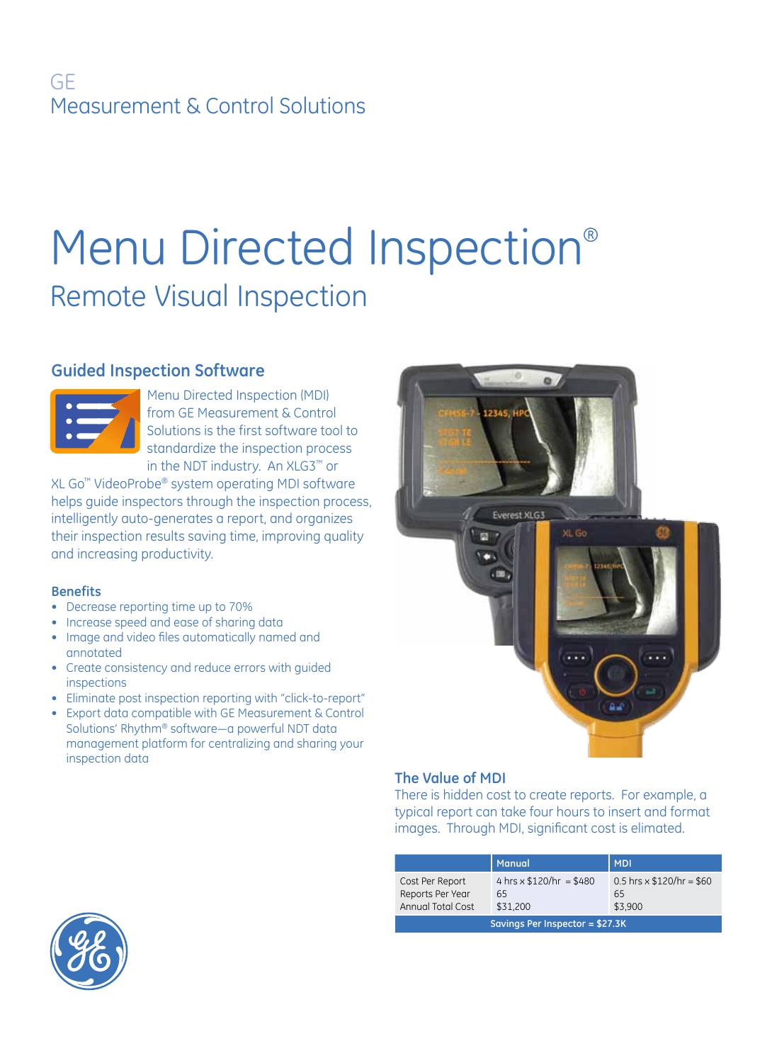GE
Measurement & Control Solutions

# Menu Directed Inspection®

## Remote Visual Inspection

### Guided Inspection Software

Menu Directed Inspection (MDI) from GE Measurement & Control Solutions is the first software tool to standardize the inspection process in the NDT industry. An XLG3™ or XL Go™ VideoProbe® system operating MDI software helps guide inspectors through the inspection process, intelligently auto-generates a report, and organizes their inspection results saving time, improving quality and increasing productivity.

#### Benefits

- Decrease reporting time up to 70%
- Increase speed and ease of sharing data
- Image and video files automatically named and annotated
- Create consistency and reduce errors with guided inspections
- Eliminate post inspection reporting with "click-to-report"
- Export data compatible with GE Measurement & Control Solutions' Rhythm® software—a powerful NDT data management platform for centralizing and sharing your inspection data

### The Value of MDI

There is hidden cost to create reports. For example, a typical report can take four hours to insert and format images. Through MDI, significant cost is elimated.

| | Manual | MDI |
|---|---|---|
| Cost Per Report | 4 hrs x $120/hr = $480 | 0.5 hrs x $120/hr = $60 |
| Reports Per Year | 65 | 65 |
| Annual Total Cost | $31,200 | $3,900 |
| Savings Per Inspector = $27.3K | | |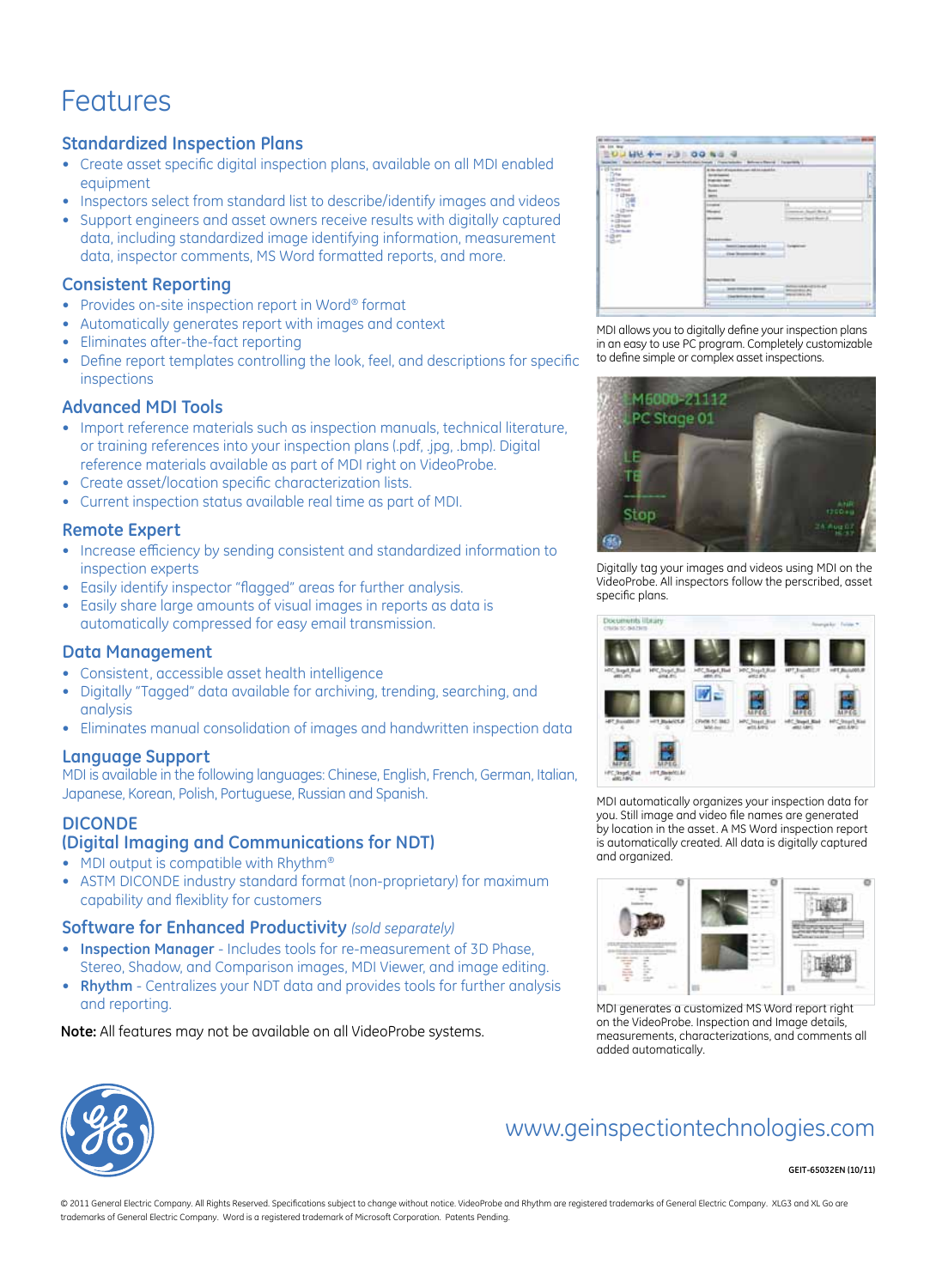# Features

## Standardized Inspection Plans

- Create asset specific digital inspection plans, available on all MDI enabled equipment
- Inspectors select from standard list to describe/identify images and videos
- Support engineers and asset owners receive results with digitally captured data, including standardized image identifying information, measurement data, inspector comments, MS Word formatted reports, and more.

## Consistent Reporting

- Provides on-site inspection report in Word® format
- Automatically generates report with images and context
- Eliminates after-the-fact reporting
- Define report templates controlling the look, feel, and descriptions for specific inspections

## Advanced MDI Tools

- Import reference materials such as inspection manuals, technical literature, or training references into your inspection plans (.pdf, .jpg, .bmp). Digital reference materials available as part of MDI right on VideoProbe.
- Create asset/location specific characterization lists.
- Current inspection status available real time as part of MDI.

## Remote Expert

- Increase efficiency by sending consistent and standardized information to inspection experts
- Easily identify inspector "flagged" areas for further analysis.
- Easily share large amounts of visual images in reports as data is automatically compressed for easy email transmission.

## Data Management

- Consistent, accessible asset health intelligence
- Digitally "Tagged" data available for archiving, trending, searching, and analysis
- Eliminates manual consolidation of images and handwritten inspection data

## Language Support

MDI is available in the following languages: Chinese, English, French, German, Italian, Japanese, Korean, Polish, Portuguese, Russian and Spanish.

## DICONDE
## (Digital Imaging and Communications for NDT)

- MDI output is compatible with Rhythm®
- ASTM DICONDE industry standard format (non-proprietary) for maximum capability and flexiblity for customers

## Software for Enhanced Productivity *(sold separately)*

- **Inspection Manager** - Includes tools for re-measurement of 3D Phase, Stereo, Shadow, and Comparison images, MDI Viewer, and image editing.
- **Rhythm** - Centralizes your NDT data and provides tools for further analysis and reporting.

**Note:** All features may not be available on all VideoProbe systems.

MDI allows you to digitally define your inspection plans in an easy to use PC program. Completely customizable to define simple or complex asset inspections.

Digitally tag your images and videos using MDI on the VideoProbe. All inspectors follow the perscribed, asset specific plans.

MDI automatically organizes your inspection data for you. Still image and video file names are generated by location in the asset. A MS Word inspection report is automatically created. All data is digitally captured and organized.

MDI generates a customized MS Word report right on the VideoProbe. Inspection and Image details, measurements, characterizations, and comments all added automatically.

www.geinspectiontechnologies.com

GEIT-65032EN (10/11)

© 2011 General Electric Company. All Rights Reserved. Specifications subject to change without notice. VideoProbe and Rhythm are registered trademarks of General Electric Company. XLG3 and XL Go are trademarks of General Electric Company. Word is a registered trademark of Microsoft Corporation. Patents Pending.